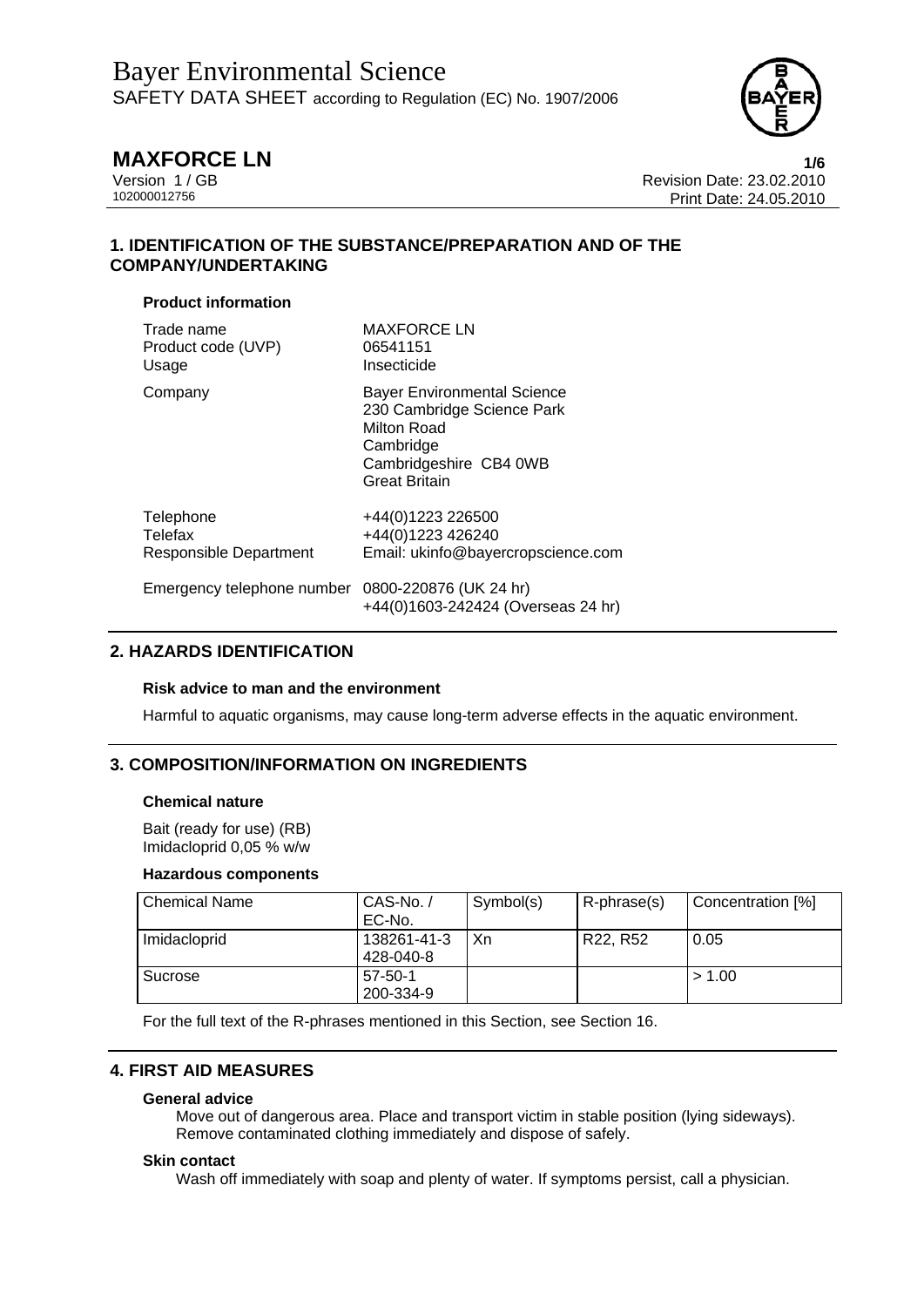# MAXFORCE LN

Version 1 / GB
102000012756

Revision Date: 23.02.2010
Print Date: 24.05.2010

## 1. IDENTIFICATION OF THE SUBSTANCE/PREPARATION AND OF THE COMPANY/UNDERTAKING

### Product information

| | |
|---|---|
| Trade name | MAXFORCE LN |
| Product code (UVP) | 06541151 |
| Usage | Insecticide |
| Company | Bayer Environmental Science<br>230 Cambridge Science Park<br>Milton Road<br>Cambridge<br>Cambridgeshire CB4 0WB<br>Great Britain |
| Telephone | +44(0)1223 226500 |
| Telefax | +44(0)1223 426240 |
| Responsible Department | Email: ukinfo@bayercropscience.com |
| Emergency telephone number | 0800-220876 (UK 24 hr)<br>+44(0)1603-242424 (Overseas 24 hr) |

## 2. HAZARDS IDENTIFICATION

### Risk advice to man and the environment

Harmful to aquatic organisms, may cause long-term adverse effects in the aquatic environment.

## 3. COMPOSITION/INFORMATION ON INGREDIENTS

### Chemical nature

Bait (ready for use) (RB)
Imidacloprid 0,05 % w/w

### Hazardous components

| Chemical Name | CAS-No. / EC-No. | Symbol(s) | R-phrase(s) | Concentration [%] |
|---|---|---|---|---|
| Imidacloprid | 138261-41-3<br>428-040-8 | Xn | R22, R52 | 0.05 |
| Sucrose | 57-50-1<br>200-334-9 | | | > 1.00 |

For the full text of the R-phrases mentioned in this Section, see Section 16.

## 4. FIRST AID MEASURES

### General advice

Move out of dangerous area. Place and transport victim in stable position (lying sideways). Remove contaminated clothing immediately and dispose of safely.

### Skin contact

Wash off immediately with soap and plenty of water. If symptoms persist, call a physician.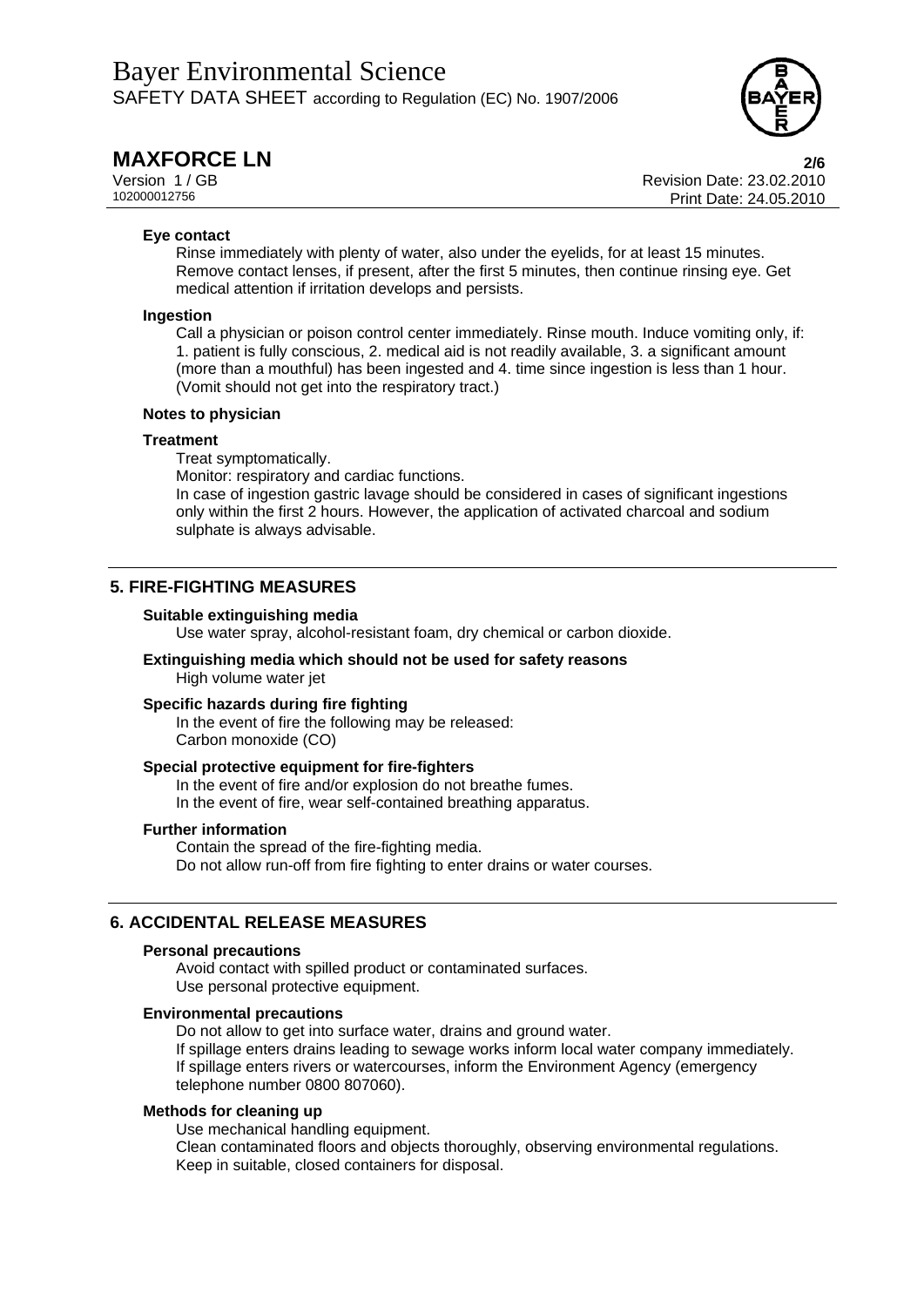#### Eye contact

Rinse immediately with plenty of water, also under the eyelids, for at least 15 minutes. Remove contact lenses, if present, after the first 5 minutes, then continue rinsing eye. Get medical attention if irritation develops and persists.

#### Ingestion

Call a physician or poison control center immediately. Rinse mouth. Induce vomiting only, if: 1. patient is fully conscious, 2. medical aid is not readily available, 3. a significant amount (more than a mouthful) has been ingested and 4. time since ingestion is less than 1 hour. (Vomit should not get into the respiratory tract.)

#### Notes to physician

#### Treatment

Treat symptomatically.

Monitor: respiratory and cardiac functions.

In case of ingestion gastric lavage should be considered in cases of significant ingestions only within the first 2 hours. However, the application of activated charcoal and sodium sulphate is always advisable.

## 5. FIRE-FIGHTING MEASURES

#### Suitable extinguishing media

Use water spray, alcohol-resistant foam, dry chemical or carbon dioxide.

#### Extinguishing media which should not be used for safety reasons

High volume water jet

#### Specific hazards during fire fighting

In the event of fire the following may be released:
Carbon monoxide (CO)

#### Special protective equipment for fire-fighters

In the event of fire and/or explosion do not breathe fumes.
In the event of fire, wear self-contained breathing apparatus.

#### Further information

Contain the spread of the fire-fighting media.
Do not allow run-off from fire fighting to enter drains or water courses.

## 6. ACCIDENTAL RELEASE MEASURES

#### Personal precautions

Avoid contact with spilled product or contaminated surfaces.
Use personal protective equipment.

#### Environmental precautions

Do not allow to get into surface water, drains and ground water.
If spillage enters drains leading to sewage works inform local water company immediately.
If spillage enters rivers or watercourses, inform the Environment Agency (emergency telephone number 0800 807060).

#### Methods for cleaning up

Use mechanical handling equipment.
Clean contaminated floors and objects thoroughly, observing environmental regulations.
Keep in suitable, closed containers for disposal.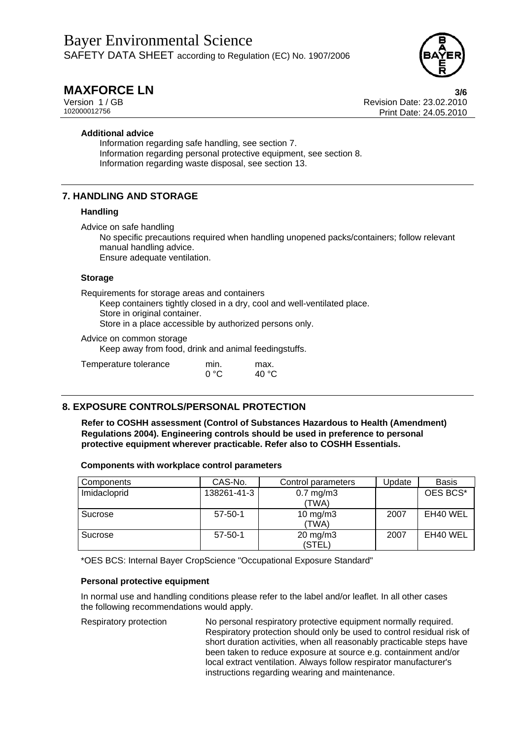#### Additional advice

Information regarding safe handling, see section 7.
Information regarding personal protective equipment, see section 8.
Information regarding waste disposal, see section 13.

## 7. HANDLING AND STORAGE

### Handling

Advice on safe handling

No specific precautions required when handling unopened packs/containers; follow relevant manual handling advice.
Ensure adequate ventilation.

### Storage

Requirements for storage areas and containers

Keep containers tightly closed in a dry, cool and well-ventilated place.
Store in original container.
Store in a place accessible by authorized persons only.

Advice on common storage

Keep away from food, drink and animal feedingstuffs.

| Temperature tolerance | min. | max. |
|---|---|---|
| | 0 °C | 40 °C |

## 8. EXPOSURE CONTROLS/PERSONAL PROTECTION

**Refer to COSHH assessment (Control of Substances Hazardous to Health (Amendment) Regulations 2004). Engineering controls should be used in preference to personal protective equipment wherever practicable. Refer also to COSHH Essentials.**

#### Components with workplace control parameters

| Components | CAS-No. | Control parameters | Update | Basis |
|---|---|---|---|---|
| Imidacloprid | 138261-41-3 | 0.7 mg/m3 (TWA) | | OES BCS* |
| Sucrose | 57-50-1 | 10 mg/m3 (TWA) | 2007 | EH40 WEL |
| Sucrose | 57-50-1 | 20 mg/m3 (STEL) | 2007 | EH40 WEL |

*OES BCS: Internal Bayer CropScience "Occupational Exposure Standard"

#### Personal protective equipment

In normal use and handling conditions please refer to the label and/or leaflet. In all other cases the following recommendations would apply.

Respiratory protection: No personal respiratory protective equipment normally required. Respiratory protection should only be used to control residual risk of short duration activities, when all reasonably practicable steps have been taken to reduce exposure at source e.g. containment and/or local extract ventilation. Always follow respirator manufacturer's instructions regarding wearing and maintenance.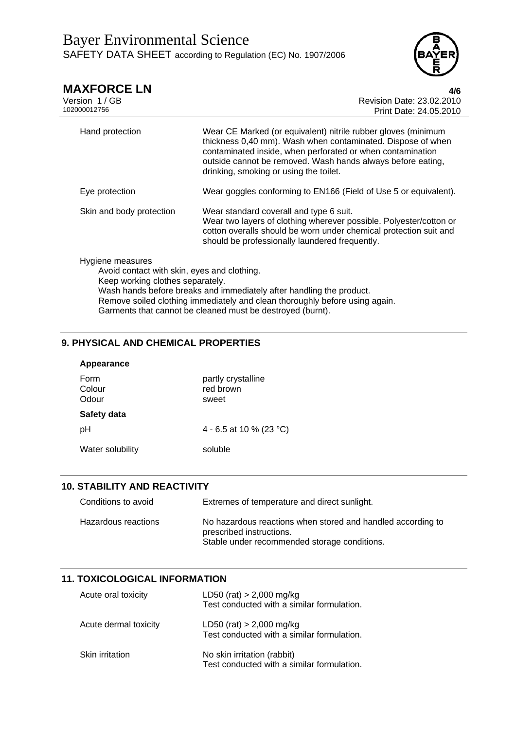| | |
|---|---|
| Hand protection | Wear CE Marked (or equivalent) nitrile rubber gloves (minimum thickness 0,40 mm). Wash when contaminated. Dispose of when contaminated inside, when perforated or when contamination outside cannot be removed. Wash hands always before eating, drinking, smoking or using the toilet. |
| Eye protection | Wear goggles conforming to EN166 (Field of Use 5 or equivalent). |
| Skin and body protection | Wear standard coverall and type 6 suit. Wear two layers of clothing wherever possible. Polyester/cotton or cotton overalls should be worn under chemical protection suit and should be professionally laundered frequently. |

Hygiene measures

Avoid contact with skin, eyes and clothing.
Keep working clothes separately.
Wash hands before breaks and immediately after handling the product.
Remove soiled clothing immediately and clean thoroughly before using again.
Garments that cannot be cleaned must be destroyed (burnt).

## 9. PHYSICAL AND CHEMICAL PROPERTIES

**Appearance**

| | |
|---|---|
| Form | partly crystalline |
| Colour | red brown |
| Odour | sweet |

**Safety data**

| | |
|---|---|
| pH | 4 - 6.5 at 10 % (23 °C) |
| Water solubility | soluble |

## 10. STABILITY AND REACTIVITY

| | |
|---|---|
| Conditions to avoid | Extremes of temperature and direct sunlight. |
| Hazardous reactions | No hazardous reactions when stored and handled according to prescribed instructions. Stable under recommended storage conditions. |

## 11. TOXICOLOGICAL INFORMATION

| | |
|---|---|
| Acute oral toxicity | LD50 (rat) > 2,000 mg/kg Test conducted with a similar formulation. |
| Acute dermal toxicity | LD50 (rat) > 2,000 mg/kg Test conducted with a similar formulation. |
| Skin irritation | No skin irritation (rabbit) Test conducted with a similar formulation. |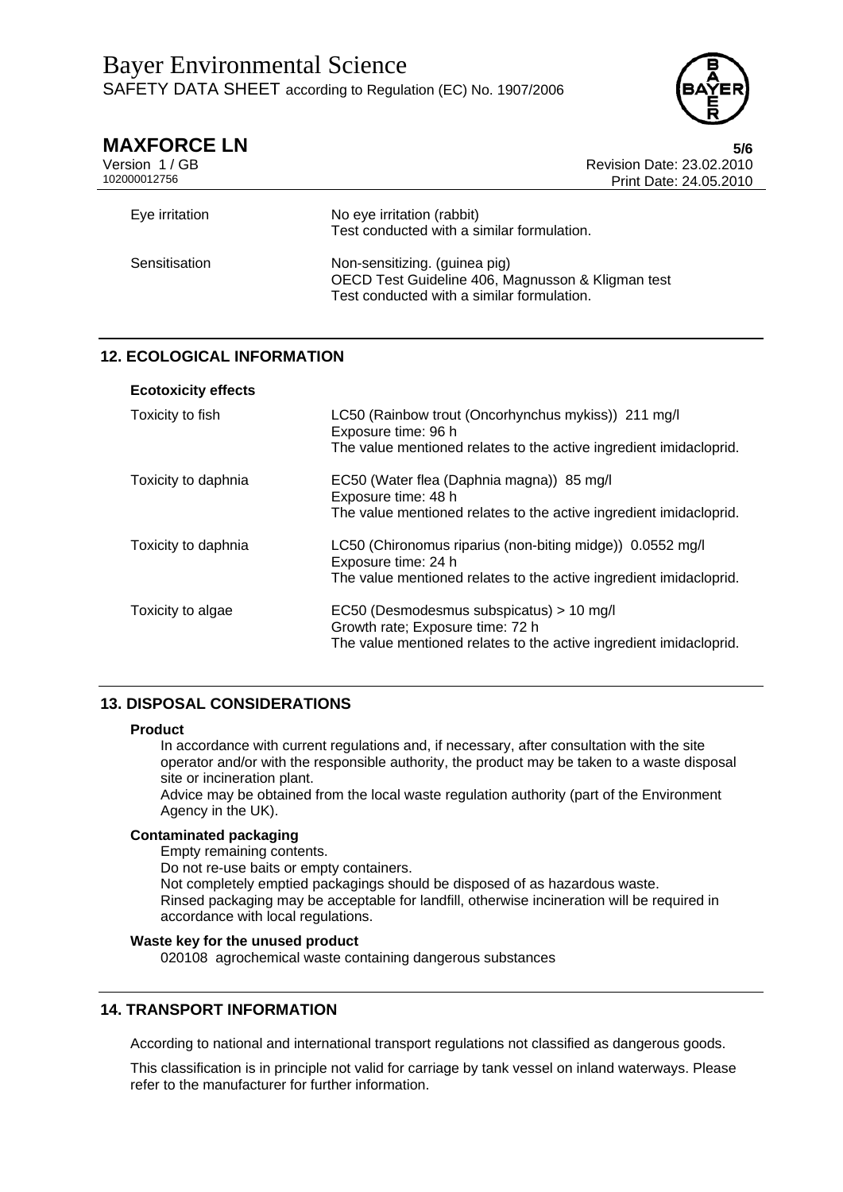| | |
|---|---|
| Eye irritation | No eye irritation (rabbit)<br>Test conducted with a similar formulation. |
| Sensitisation | Non-sensitizing. (guinea pig)<br>OECD Test Guideline 406, Magnusson & Kligman test<br>Test conducted with a similar formulation. |

## 12. ECOLOGICAL INFORMATION

**Ecotoxicity effects**

| | |
|---|---|
| Toxicity to fish | LC50 (Rainbow trout (Oncorhynchus mykiss)) 211 mg/l<br>Exposure time: 96 h<br>The value mentioned relates to the active ingredient imidacloprid. |
| Toxicity to daphnia | EC50 (Water flea (Daphnia magna)) 85 mg/l<br>Exposure time: 48 h<br>The value mentioned relates to the active ingredient imidacloprid. |
| Toxicity to daphnia | LC50 (Chironomus riparius (non-biting midge)) 0.0552 mg/l<br>Exposure time: 24 h<br>The value mentioned relates to the active ingredient imidacloprid. |
| Toxicity to algae | EC50 (Desmodesmus subspicatus) > 10 mg/l<br>Growth rate; Exposure time: 72 h<br>The value mentioned relates to the active ingredient imidacloprid. |

## 13. DISPOSAL CONSIDERATIONS

**Product**

In accordance with current regulations and, if necessary, after consultation with the site operator and/or with the responsible authority, the product may be taken to a waste disposal site or incineration plant.

Advice may be obtained from the local waste regulation authority (part of the Environment Agency in the UK).

**Contaminated packaging**

Empty remaining contents.

Do not re-use baits or empty containers.

Not completely emptied packagings should be disposed of as hazardous waste.

Rinsed packaging may be acceptable for landfill, otherwise incineration will be required in accordance with local regulations.

**Waste key for the unused product**

020108 agrochemical waste containing dangerous substances

## 14. TRANSPORT INFORMATION

According to national and international transport regulations not classified as dangerous goods.

This classification is in principle not valid for carriage by tank vessel on inland waterways. Please refer to the manufacturer for further information.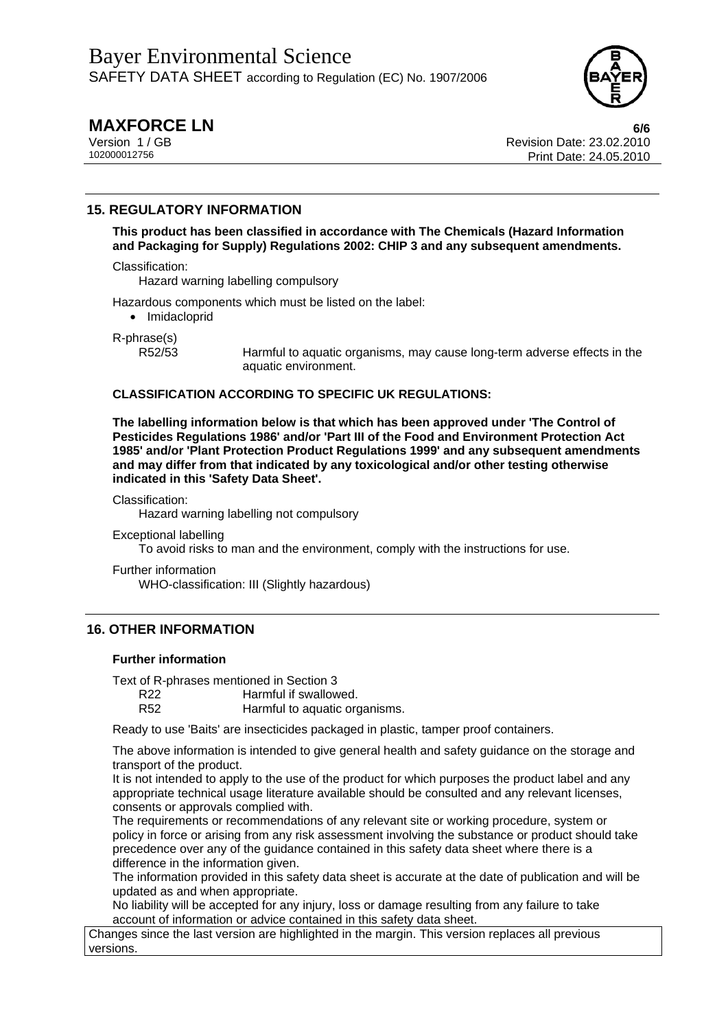## 15. REGULATORY INFORMATION

**This product has been classified in accordance with The Chemicals (Hazard Information and Packaging for Supply) Regulations 2002: CHIP 3 and any subsequent amendments.**

Classification:

Hazard warning labelling compulsory

Hazardous components which must be listed on the label:

- Imidacloprid

R-phrase(s)

| | |
|---|---|
| R52/53 | Harmful to aquatic organisms, may cause long-term adverse effects in the aquatic environment. |

**CLASSIFICATION ACCORDING TO SPECIFIC UK REGULATIONS:**

**The labelling information below is that which has been approved under 'The Control of Pesticides Regulations 1986' and/or 'Part III of the Food and Environment Protection Act 1985' and/or 'Plant Protection Product Regulations 1999' and any subsequent amendments and may differ from that indicated by any toxicological and/or other testing otherwise indicated in this 'Safety Data Sheet'.**

Classification:

Hazard warning labelling not compulsory

Exceptional labelling

To avoid risks to man and the environment, comply with the instructions for use.

Further information

WHO-classification: III (Slightly hazardous)

## 16. OTHER INFORMATION

**Further information**

Text of R-phrases mentioned in Section 3

| | |
|---|---|
| R22 | Harmful if swallowed. |
| R52 | Harmful to aquatic organisms. |

Ready to use 'Baits' are insecticides packaged in plastic, tamper proof containers.

The above information is intended to give general health and safety guidance on the storage and transport of the product.
It is not intended to apply to the use of the product for which purposes the product label and any appropriate technical usage literature available should be consulted and any relevant licenses, consents or approvals complied with.
The requirements or recommendations of any relevant site or working procedure, system or policy in force or arising from any risk assessment involving the substance or product should take precedence over any of the guidance contained in this safety data sheet where there is a difference in the information given.
The information provided in this safety data sheet is accurate at the date of publication and will be updated as and when appropriate.
No liability will be accepted for any injury, loss or damage resulting from any failure to take account of information or advice contained in this safety data sheet.

Changes since the last version are highlighted in the margin. This version replaces all previous versions.